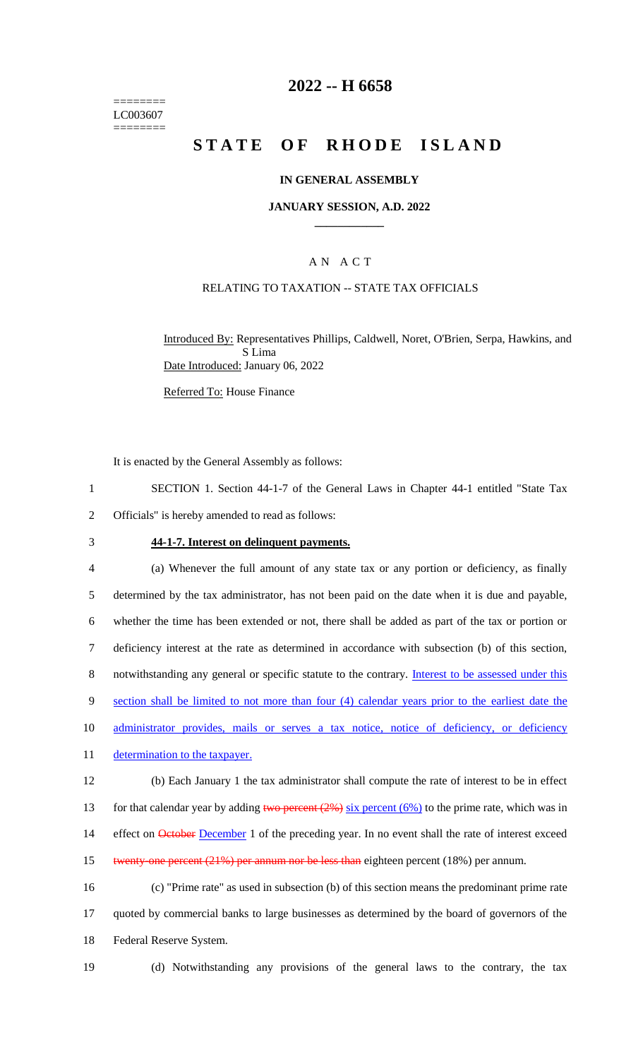========
LC003607
========

# 2022 -- H 6658

# STATE OF RHODE ISLAND

### IN GENERAL ASSEMBLY

### JANUARY SESSION, A.D. 2022

## AN ACT

### RELATING TO TAXATION -- STATE TAX OFFICIALS

Introduced By: Representatives Phillips, Caldwell, Noret, O'Brien, Serpa, Hawkins, and S Lima

Date Introduced: January 06, 2022

Referred To: House Finance

It is enacted by the General Assembly as follows:

1 SECTION 1. Section 44-1-7 of the General Laws in Chapter 44-1 entitled "State Tax
2 Officials" is hereby amended to read as follows:

3 **44-1-7. Interest on delinquent payments.**

4 (a) Whenever the full amount of any state tax or any portion or deficiency, as finally
5 determined by the tax administrator, has not been paid on the date when it is due and payable,
6 whether the time has been extended or not, there shall be added as part of the tax or portion or
7 deficiency interest at the rate as determined in accordance with subsection (b) of this section,
8 notwithstanding any general or specific statute to the contrary. Interest to be assessed under this
9 section shall be limited to not more than four (4) calendar years prior to the earliest date the
10 administrator provides, mails or serves a tax notice, notice of deficiency, or deficiency
11 determination to the taxpayer.

12 (b) Each January 1 the tax administrator shall compute the rate of interest to be in effect
13 for that calendar year by adding ~~two percent (2%)~~ six percent (6%) to the prime rate, which was in
14 effect on ~~October~~ December 1 of the preceding year. In no event shall the rate of interest exceed
15 ~~twenty-one percent (21%) per annum nor be less than~~ eighteen percent (18%) per annum.

16 (c) "Prime rate" as used in subsection (b) of this section means the predominant prime rate
17 quoted by commercial banks to large businesses as determined by the board of governors of the
18 Federal Reserve System.

19 (d) Notwithstanding any provisions of the general laws to the contrary, the tax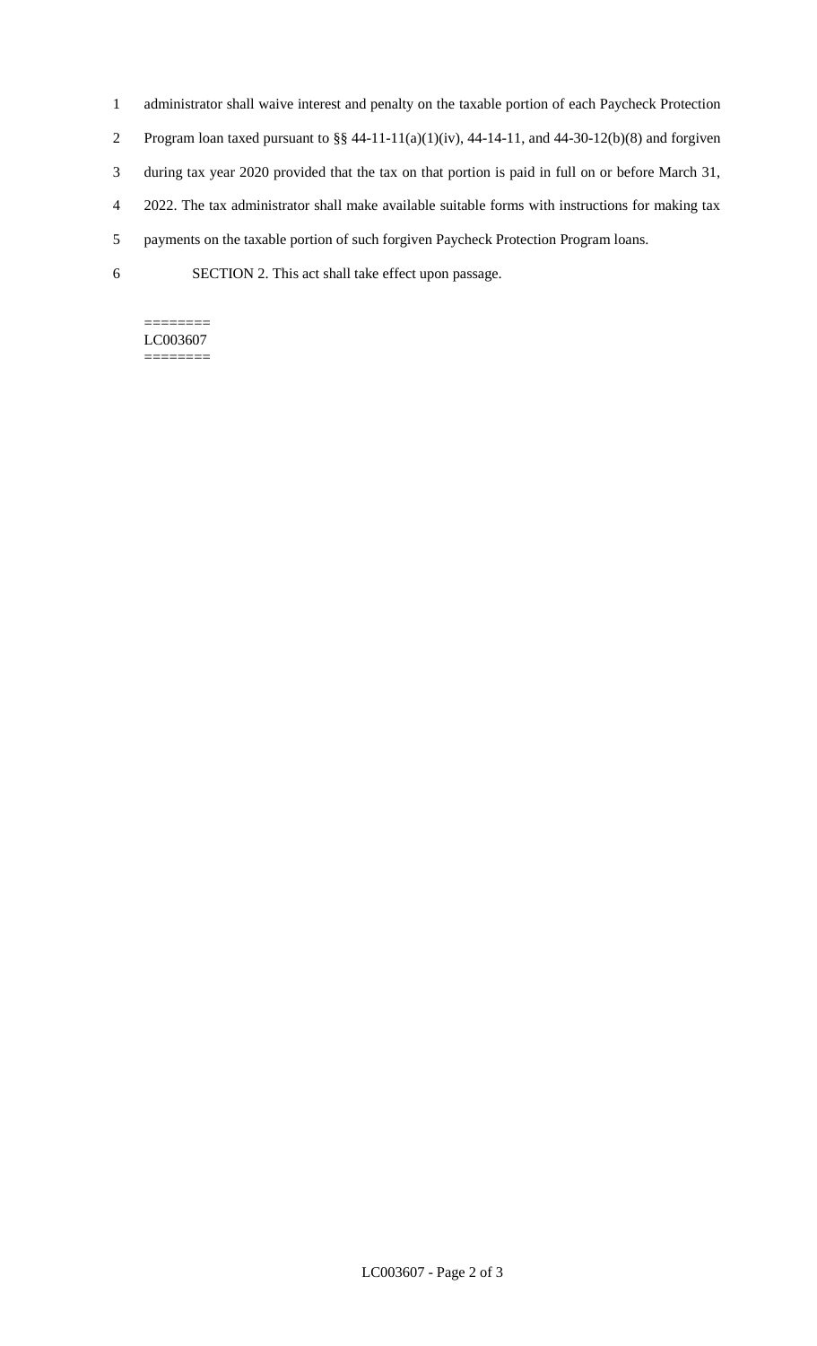administrator shall waive interest and penalty on the taxable portion of each Paycheck Protection Program loan taxed pursuant to §§ 44-11-11(a)(1)(iv), 44-14-11, and 44-30-12(b)(8) and forgiven during tax year 2020 provided that the tax on that portion is paid in full on or before March 31, 2022. The tax administrator shall make available suitable forms with instructions for making tax payments on the taxable portion of such forgiven Paycheck Protection Program loans.

SECTION 2. This act shall take effect upon passage.

========
LC003607
========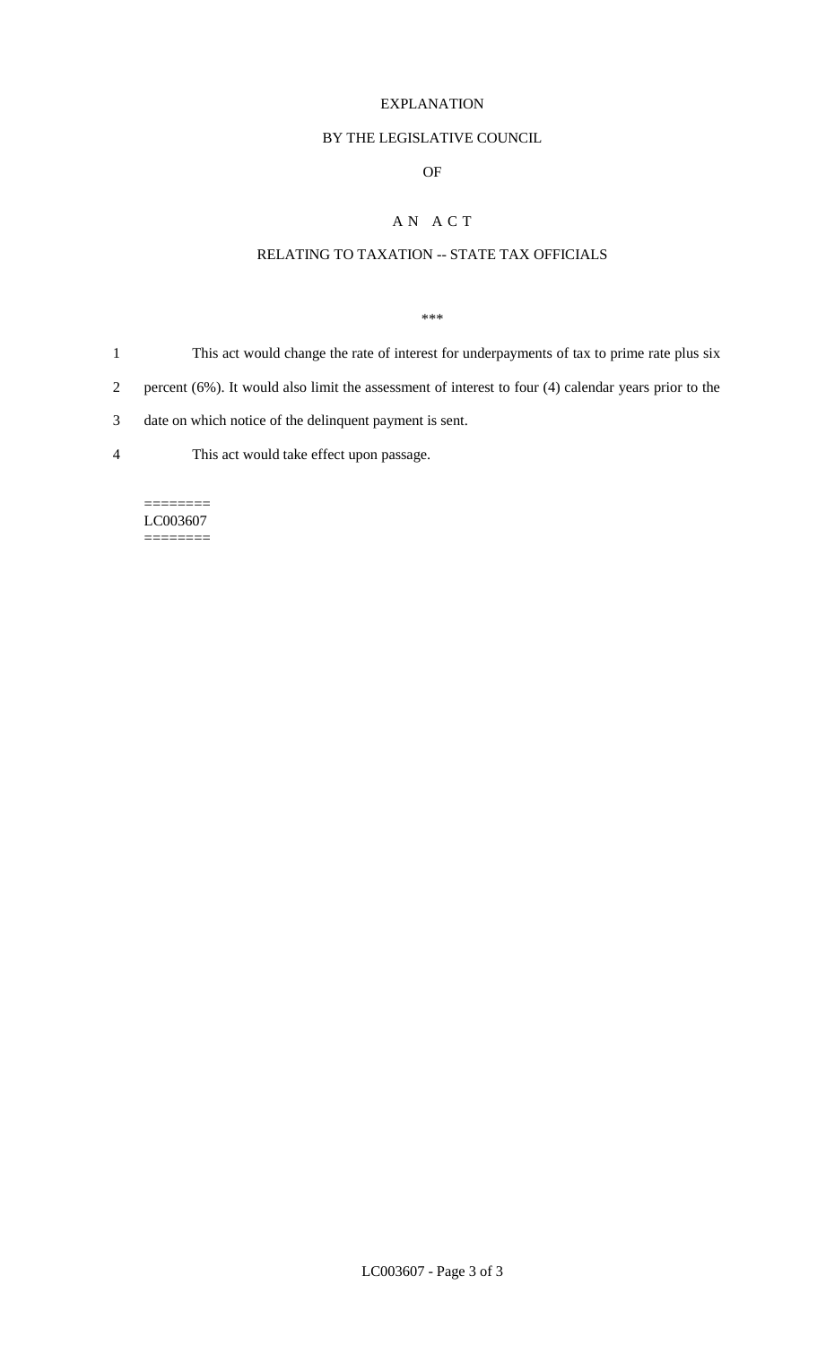EXPLANATION

BY THE LEGISLATIVE COUNCIL

OF

A N A C T

RELATING TO TAXATION -- STATE TAX OFFICIALS

***

This act would change the rate of interest for underpayments of tax to prime rate plus six percent (6%). It would also limit the assessment of interest to four (4) calendar years prior to the date on which notice of the delinquent payment is sent.

This act would take effect upon passage.

========
LC003607
========